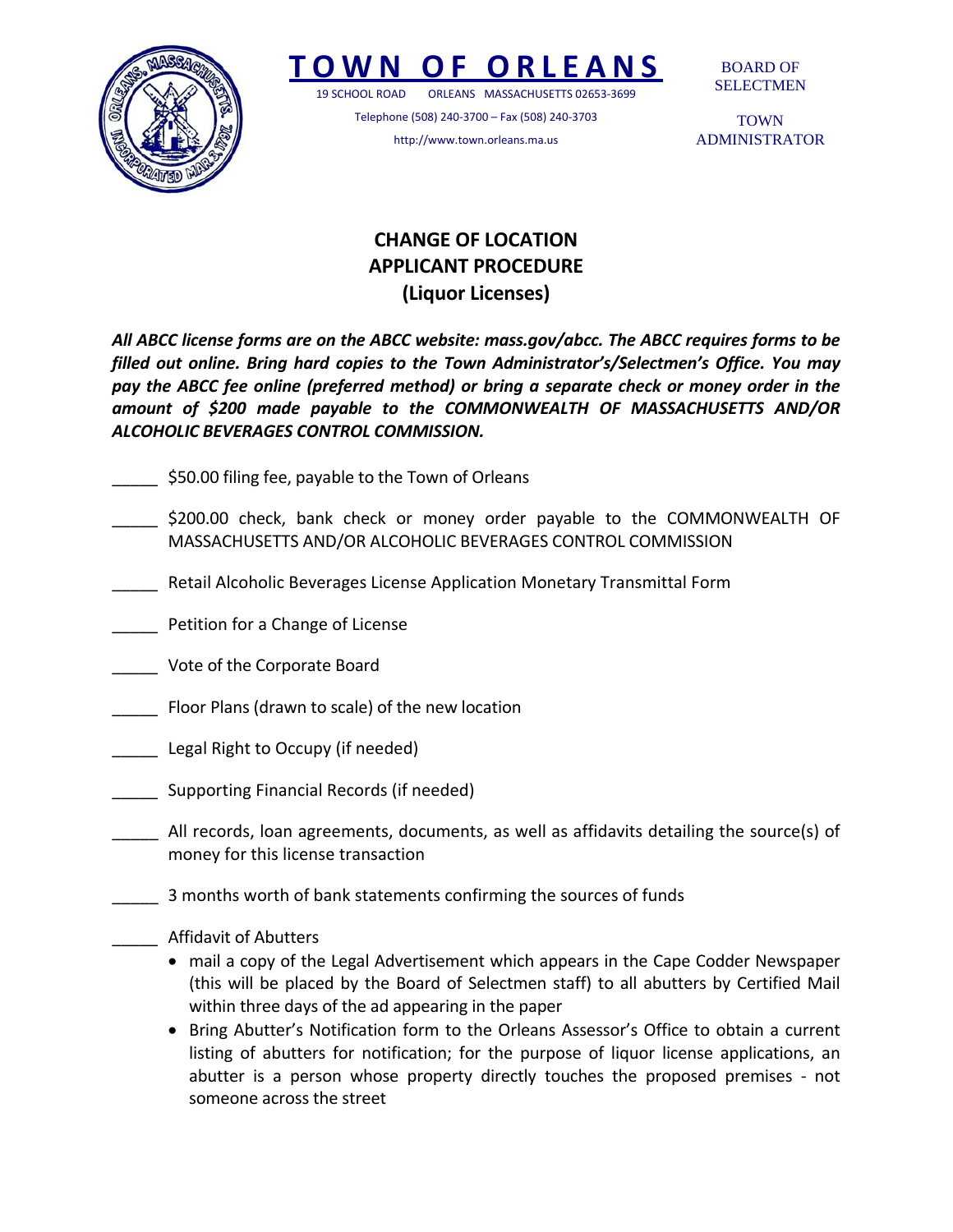# TOWN OF ORLEANS

19 SCHOOL ROAD ORLEANS MASSACHUSETTS 02653-3699

Telephone (508) 240-3700 – Fax (508) 240-3703

http://www.town.orleans.ma.us

BOARD OF SELECTMEN

TOWN ADMINISTRATOR

## CHANGE OF LOCATION
## APPLICANT PROCEDURE
## (Liquor Licenses)

***All ABCC license forms are on the ABCC website: mass.gov/abcc. The ABCC requires forms to be filled out online. Bring hard copies to the Town Administrator's/Selectmen's Office. You may pay the ABCC fee online (preferred method) or bring a separate check or money order in the amount of $200 made payable to the COMMONWEALTH OF MASSACHUSETTS AND/OR ALCOHOLIC BEVERAGES CONTROL COMMISSION.***

_____ $50.00 filing fee, payable to the Town of Orleans

_____ $200.00 check, bank check or money order payable to the COMMONWEALTH OF MASSACHUSETTS AND/OR ALCOHOLIC BEVERAGES CONTROL COMMISSION

_____ Retail Alcoholic Beverages License Application Monetary Transmittal Form

_____ Petition for a Change of License

_____ Vote of the Corporate Board

_____ Floor Plans (drawn to scale) of the new location

_____ Legal Right to Occupy (if needed)

_____ Supporting Financial Records (if needed)

_____ All records, loan agreements, documents, as well as affidavits detailing the source(s) of money for this license transaction

_____ 3 months worth of bank statements confirming the sources of funds

_____ Affidavit of Abutters

- mail a copy of the Legal Advertisement which appears in the Cape Codder Newspaper (this will be placed by the Board of Selectmen staff) to all abutters by Certified Mail within three days of the ad appearing in the paper
- Bring Abutter's Notification form to the Orleans Assessor's Office to obtain a current listing of abutters for notification; for the purpose of liquor license applications, an abutter is a person whose property directly touches the proposed premises - not someone across the street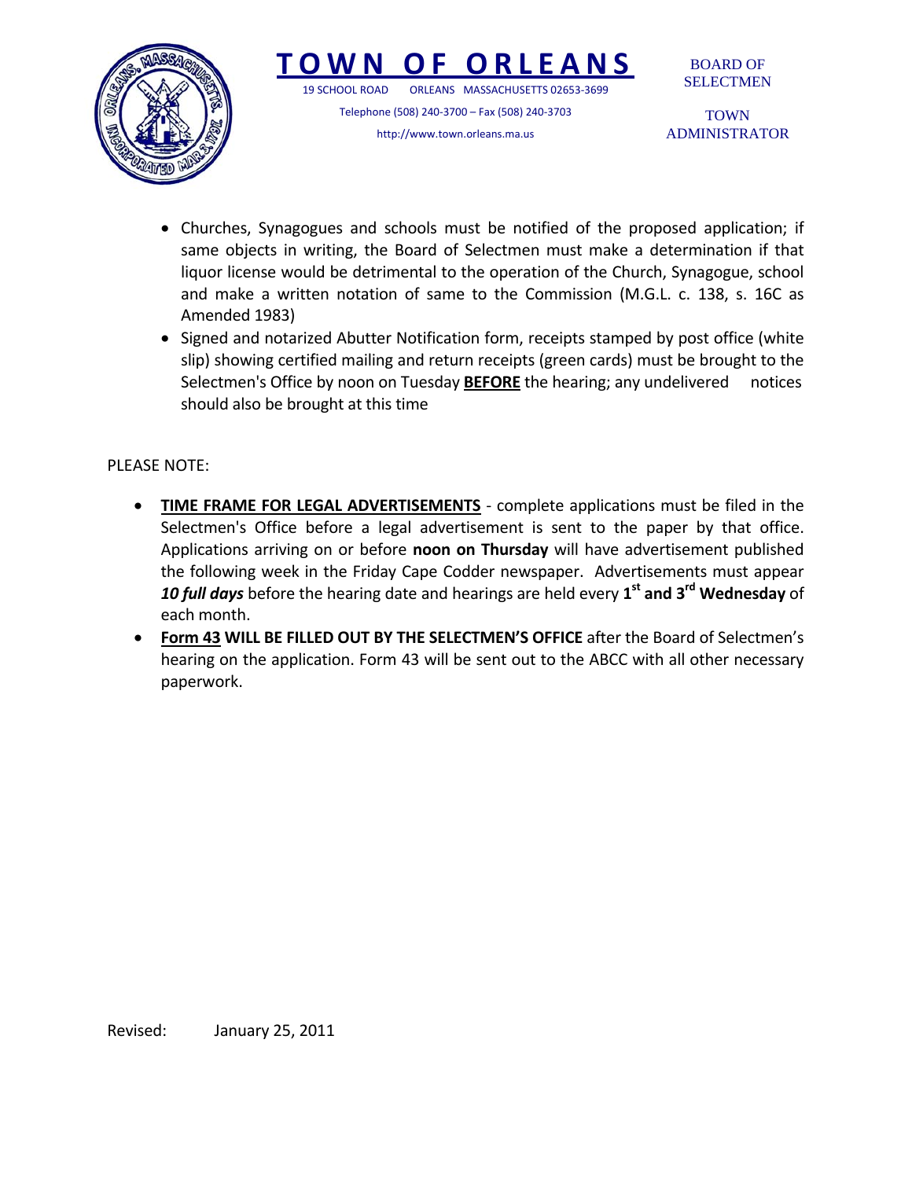# TOWN OF ORLEANS

19 SCHOOL ROAD ORLEANS MASSACHUSETTS 02653-3699

Telephone (508) 240-3700 – Fax (508) 240-3703

http://www.town.orleans.ma.us

BOARD OF SELECTMEN

TOWN ADMINISTRATOR

- Churches, Synagogues and schools must be notified of the proposed application; if same objects in writing, the Board of Selectmen must make a determination if that liquor license would be detrimental to the operation of the Church, Synagogue, school and make a written notation of same to the Commission (M.G.L. c. 138, s. 16C as Amended 1983)
- Signed and notarized Abutter Notification form, receipts stamped by post office (white slip) showing certified mailing and return receipts (green cards) must be brought to the Selectmen's Office by noon on Tuesday **BEFORE** the hearing; any undelivered notices should also be brought at this time

PLEASE NOTE:

- **TIME FRAME FOR LEGAL ADVERTISEMENTS** - complete applications must be filed in the Selectmen's Office before a legal advertisement is sent to the paper by that office. Applications arriving on or before **noon on Thursday** will have advertisement published the following week in the Friday Cape Codder newspaper. Advertisements must appear ***10 full days*** before the hearing date and hearings are held every **1st and 3rd Wednesday** of each month.
- **Form 43 WILL BE FILLED OUT BY THE SELECTMEN'S OFFICE** after the Board of Selectmen's hearing on the application. Form 43 will be sent out to the ABCC with all other necessary paperwork.

Revised: January 25, 2011